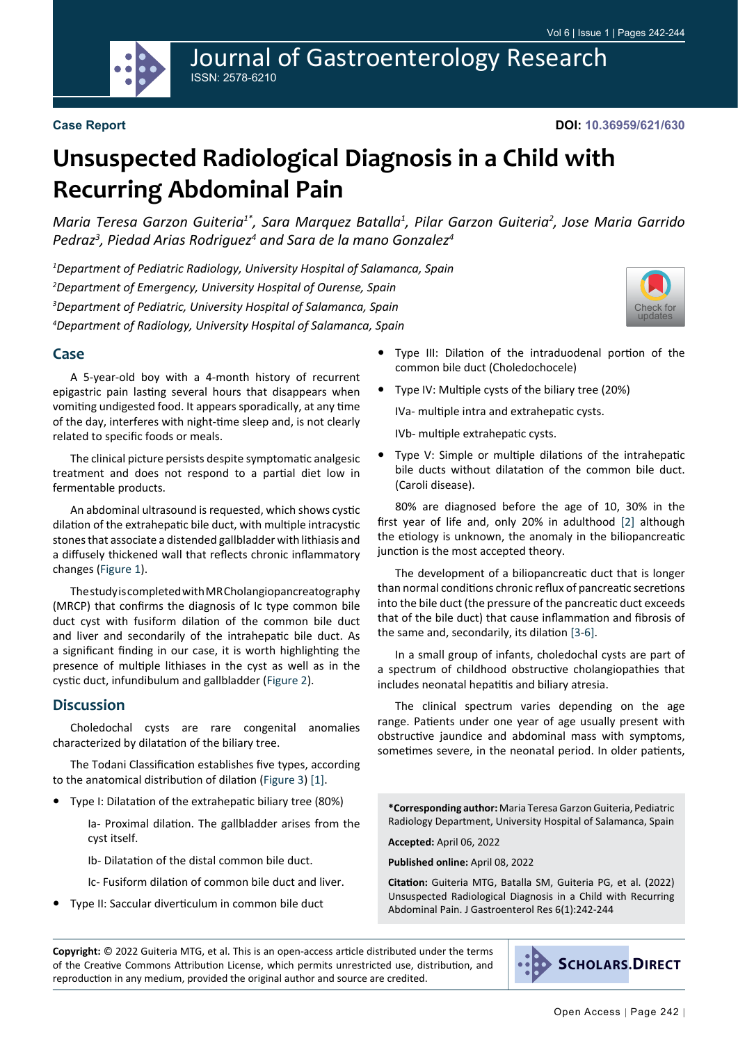Case Report

DOI: 10.36959/621/630

# Unsuspected Radiological Diagnosis in a Child with Recurring Abdominal Pain

*Maria Teresa Garzon Guiteria[1*], Sara Marquez Batalla[1], Pilar Garzon Guiteria[2], Jose Maria Garrido Pedraz[3], Piedad Arias Rodriguez[4] and Sara de la mano Gonzalez[4]*

*[1]Department of Pediatric Radiology, University Hospital of Salamanca, Spain*

*[2]Department of Emergency, University Hospital of Ourense, Spain*

*[3]Department of Pediatric, University Hospital of Salamanca, Spain*

*[4]Department of Radiology, University Hospital of Salamanca, Spain*

## Case

A 5-year-old boy with a 4-month history of recurrent epigastric pain lasting several hours that disappears when vomiting undigested food. It appears sporadically, at any time of the day, interferes with night-time sleep and, is not clearly related to specific foods or meals.

The clinical picture persists despite symptomatic analgesic treatment and does not respond to a partial diet low in fermentable products.

An abdominal ultrasound is requested, which shows cystic dilation of the extrahepatic bile duct, with multiple intracystic stones that associate a distended gallbladder with lithiasis and a diffusely thickened wall that reflects chronic inflammatory changes (Figure 1).

The study is completed with MR Cholangiopancreatography (MRCP) that confirms the diagnosis of Ic type common bile duct cyst with fusiform dilation of the common bile duct and liver and secondarily of the intrahepatic bile duct. As a significant finding in our case, it is worth highlighting the presence of multiple lithiases in the cyst as well as in the cystic duct, infundibulum and gallbladder (Figure 2).

## Discussion

Choledochal cysts are rare congenital anomalies characterized by dilatation of the biliary tree.

The Todani Classification establishes five types, according to the anatomical distribution of dilation (Figure 3) [1].

- Type I: Dilatation of the extrahepatic biliary tree (80%)

  Ia- Proximal dilation. The gallbladder arises from the cyst itself.

  Ib- Dilatation of the distal common bile duct.

  Ic- Fusiform dilation of common bile duct and liver.

- Type II: Saccular diverticulum in common bile duct
- Type III: Dilation of the intraduodenal portion of the common bile duct (Choledochocele)
- Type IV: Multiple cysts of the biliary tree (20%)

  IVa- multiple intra and extrahepatic cysts.

  IVb- multiple extrahepatic cysts.

- Type V: Simple or multiple dilations of the intrahepatic bile ducts without dilatation of the common bile duct. (Caroli disease).

80% are diagnosed before the age of 10, 30% in the first year of life and, only 20% in adulthood [2] although the etiology is unknown, the anomaly in the biliopancreatic junction is the most accepted theory.

The development of a biliopancreatic duct that is longer than normal conditions chronic reflux of pancreatic secretions into the bile duct (the pressure of the pancreatic duct exceeds that of the bile duct) that cause inflammation and fibrosis of the same and, secondarily, its dilation [3-6].

In a small group of infants, choledochal cysts are part of a spectrum of childhood obstructive cholangiopathies that includes neonatal hepatitis and biliary atresia.

The clinical spectrum varies depending on the age range. Patients under one year of age usually present with obstructive jaundice and abdominal mass with symptoms, sometimes severe, in the neonatal period. In older patients,

**\*Corresponding author:** Maria Teresa Garzon Guiteria, Pediatric Radiology Department, University Hospital of Salamanca, Spain

**Accepted:** April 06, 2022

**Published online:** April 08, 2022

**Citation:** Guiteria MTG, Batalla SM, Guiteria PG, et al. (2022) Unsuspected Radiological Diagnosis in a Child with Recurring Abdominal Pain. J Gastroenterol Res 6(1):242-244

**Copyright:** © 2022 Guiteria MTG, et al. This is an open-access article distributed under the terms of the Creative Commons Attribution License, which permits unrestricted use, distribution, and reproduction in any medium, provided the original author and source are credited.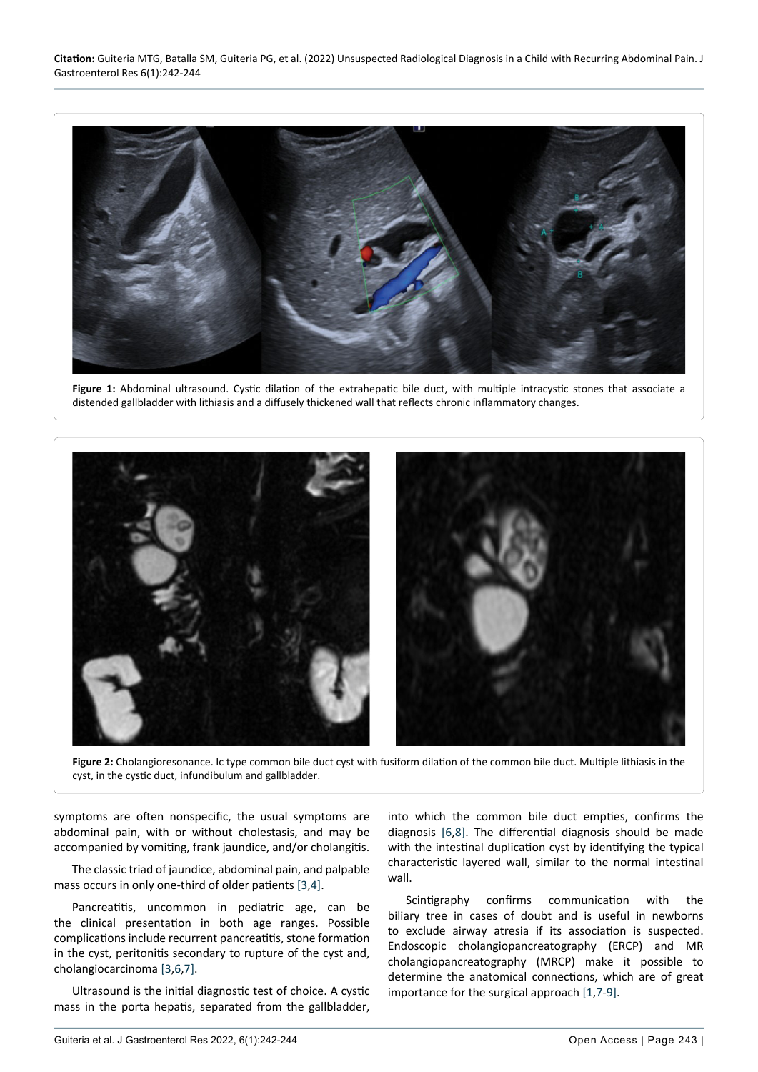**Figure 1:** Abdominal ultrasound. Cystic dilation of the extrahepatic bile duct, with multiple intracystic stones that associate a distended gallbladder with lithiasis and a diffusely thickened wall that reflects chronic inflammatory changes.

**Figure 2:** Cholangioresonance. Ic type common bile duct cyst with fusiform dilation of the common bile duct. Multiple lithiasis in the cyst, in the cystic duct, infundibulum and gallbladder.

symptoms are often nonspecific, the usual symptoms are abdominal pain, with or without cholestasis, and may be accompanied by vomiting, frank jaundice, and/or cholangitis.

The classic triad of jaundice, abdominal pain, and palpable mass occurs in only one-third of older patients [3,4].

Pancreatitis, uncommon in pediatric age, can be the clinical presentation in both age ranges. Possible complications include recurrent pancreatitis, stone formation in the cyst, peritonitis secondary to rupture of the cyst and, cholangiocarcinoma [3,6,7].

Ultrasound is the initial diagnostic test of choice. A cystic mass in the porta hepatis, separated from the gallbladder, into which the common bile duct empties, confirms the diagnosis [6,8]. The differential diagnosis should be made with the intestinal duplication cyst by identifying the typical characteristic layered wall, similar to the normal intestinal wall.

Scintigraphy confirms communication with the biliary tree in cases of doubt and is useful in newborns to exclude airway atresia if its association is suspected. Endoscopic cholangiopancreatography (ERCP) and MR cholangiopancreatography (MRCP) make it possible to determine the anatomical connections, which are of great importance for the surgical approach [1,7-9].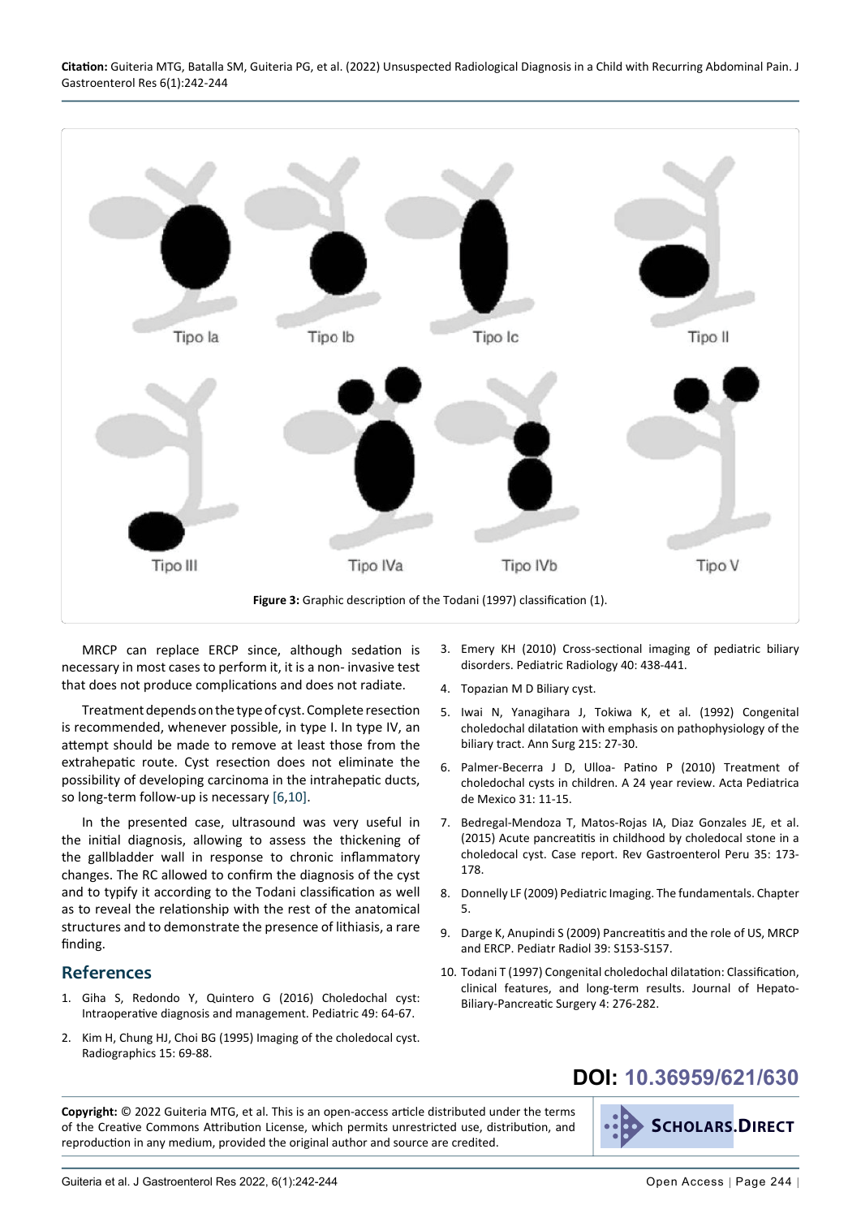Tipo Ia

Tipo Ib

Tipo Ic

Tipo II

Tipo III

Tipo IVa

Tipo IVb

Tipo V

**Figure 3:** Graphic description of the Todani (1997) classification (1).

MRCP can replace ERCP since, although sedation is necessary in most cases to perform it, it is a non- invasive test that does not produce complications and does not radiate.

Treatment depends on the type of cyst. Complete resection is recommended, whenever possible, in type I. In type IV, an attempt should be made to remove at least those from the extrahepatic route. Cyst resection does not eliminate the possibility of developing carcinoma in the intrahepatic ducts, so long-term follow-up is necessary [6,10].

In the presented case, ultrasound was very useful in the initial diagnosis, allowing to assess the thickening of the gallbladder wall in response to chronic inflammatory changes. The RC allowed to confirm the diagnosis of the cyst and to typify it according to the Todani classification as well as to reveal the relationship with the rest of the anatomical structures and to demonstrate the presence of lithiasis, a rare finding.

## References

1. Giha S, Redondo Y, Quintero G (2016) Choledochal cyst: Intraoperative diagnosis and management. Pediatric 49: 64-67.
2. Kim H, Chung HJ, Choi BG (1995) Imaging of the choledocal cyst. Radiographics 15: 69-88.
3. Emery KH (2010) Cross-sectional imaging of pediatric biliary disorders. Pediatric Radiology 40: 438-441.
4. Topazian M D Biliary cyst.
5. Iwai N, Yanagihara J, Tokiwa K, et al. (1992) Congenital choledochal dilatation with emphasis on pathophysiology of the biliary tract. Ann Surg 215: 27-30.
6. Palmer-Becerra J D, Ulloa- Patino P (2010) Treatment of choledochal cysts in children. A 24 year review. Acta Pediatrica de Mexico 31: 11-15.
7. Bedregal-Mendoza T, Matos-Rojas IA, Diaz Gonzales JE, et al. (2015) Acute pancreatitis in childhood by choledocal stone in a choledocal cyst. Case report. Rev Gastroenterol Peru 35: 173-178.
8. Donnelly LF (2009) Pediatric Imaging. The fundamentals. Chapter 5.
9. Darge K, Anupindi S (2009) Pancreatitis and the role of US, MRCP and ERCP. Pediatr Radiol 39: S153-S157.
10. Todani T (1997) Congenital choledochal dilatation: Classification, clinical features, and long-term results. Journal of Hepato-Biliary-Pancreatic Surgery 4: 276-282.

**DOI: 10.36959/621/630**

**Copyright:** © 2022 Guiteria MTG, et al. This is an open-access article distributed under the terms of the Creative Commons Attribution License, which permits unrestricted use, distribution, and reproduction in any medium, provided the original author and source are credited.